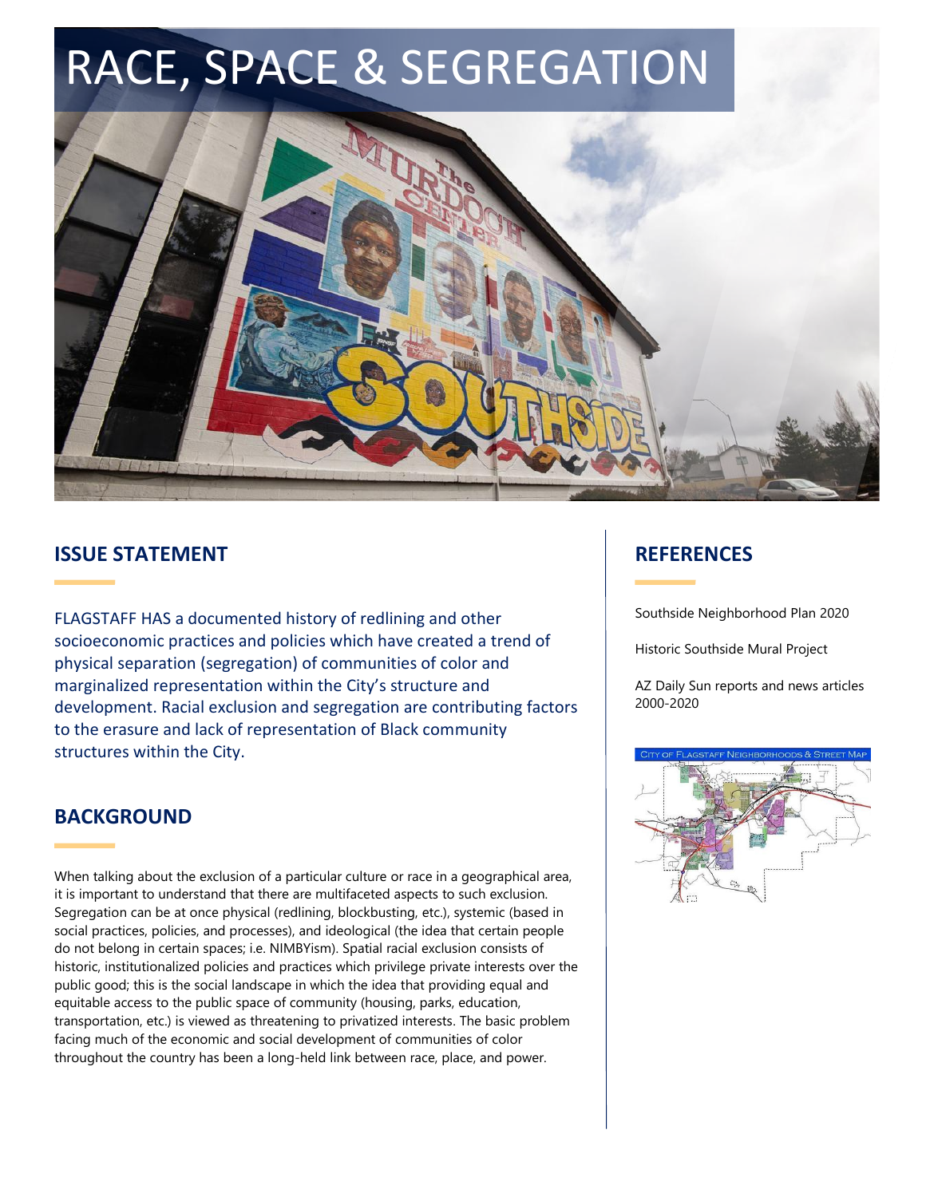# RACE, SPACE & SEGREGATION

## ISSUE STATEMENT

FLAGSTAFF HAS a documented history of redlining and other socioeconomic practices and policies which have created a trend of physical separation (segregation) of communities of color and marginalized representation within the City's structure and development. Racial exclusion and segregation are contributing factors to the erasure and lack of representation of Black community structures within the City.

## BACKGROUND

When talking about the exclusion of a particular culture or race in a geographical area, it is important to understand that there are multifaceted aspects to such exclusion. Segregation can be at once physical (redlining, blockbusting, etc.), systemic (based in social practices, policies, and processes), and ideological (the idea that certain people do not belong in certain spaces; i.e. NIMBYism). Spatial racial exclusion consists of historic, institutionalized policies and practices which privilege private interests over the public good; this is the social landscape in which the idea that providing equal and equitable access to the public space of community (housing, parks, education, transportation, etc.) is viewed as threatening to privatized interests. The basic problem facing much of the economic and social development of communities of color throughout the country has been a long-held link between race, place, and power.

## REFERENCES

Southside Neighborhood Plan 2020

Historic Southside Mural Project

AZ Daily Sun reports and news articles 2000-2020

CITY OF FLAGSTAFF NEIGHBORHOODS & STREET MAP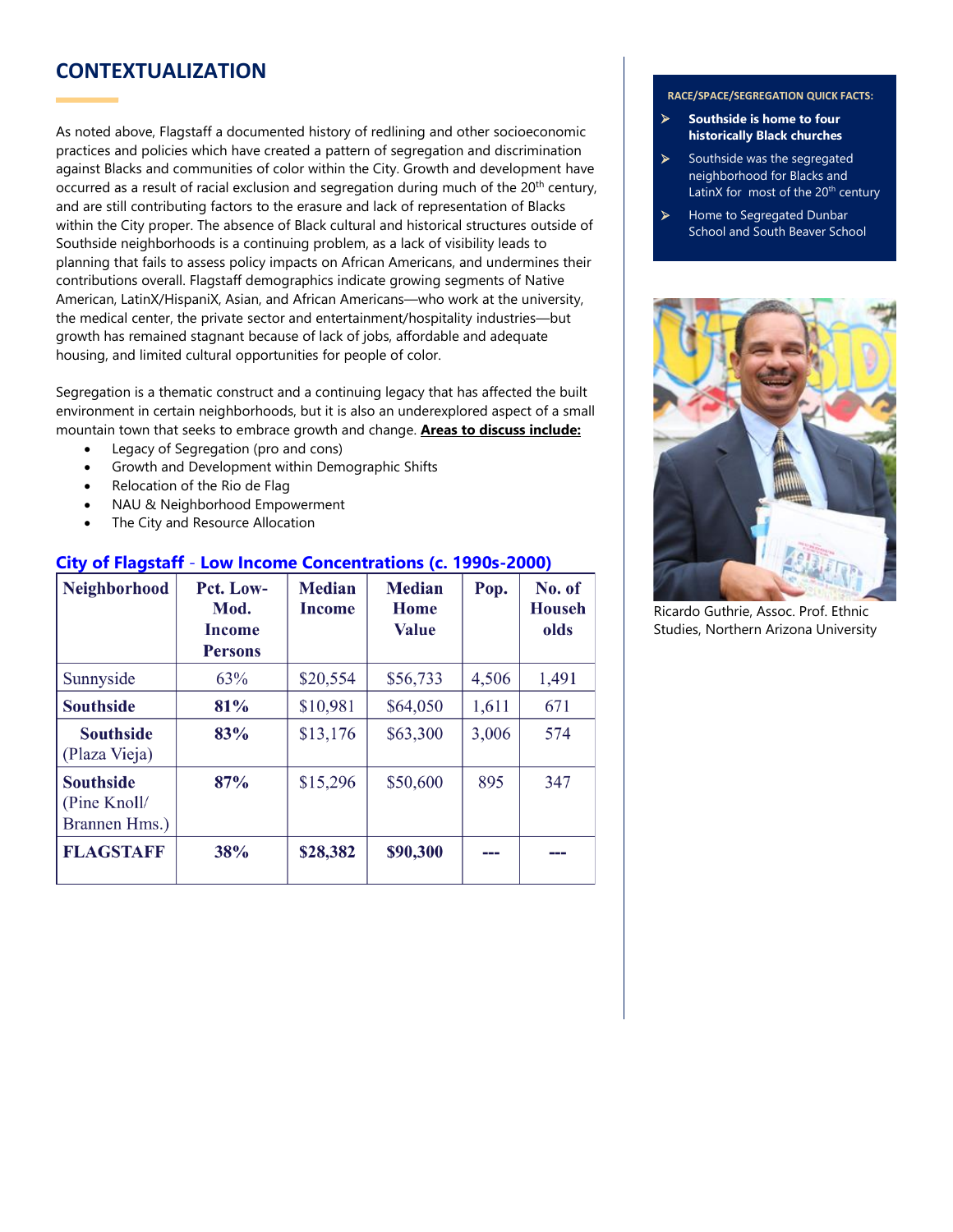## CONTEXTUALIZATION

As noted above, Flagstaff a documented history of redlining and other socioeconomic practices and policies which have created a pattern of segregation and discrimination against Blacks and communities of color within the City. Growth and development have occurred as a result of racial exclusion and segregation during much of the 20th century, and are still contributing factors to the erasure and lack of representation of Blacks within the City proper. The absence of Black cultural and historical structures outside of Southside neighborhoods is a continuing problem, as a lack of visibility leads to planning that fails to assess policy impacts on African Americans, and undermines their contributions overall. Flagstaff demographics indicate growing segments of Native American, LatinX/HispaniX, Asian, and African Americans—who work at the university, the medical center, the private sector and entertainment/hospitality industries—but growth has remained stagnant because of lack of jobs, affordable and adequate housing, and limited cultural opportunities for people of color.

Segregation is a thematic construct and a continuing legacy that has affected the built environment in certain neighborhoods, but it is also an underexplored aspect of a small mountain town that seeks to embrace growth and change. **Areas to discuss include:**

- Legacy of Segregation (pro and cons)
- Growth and Development within Demographic Shifts
- Relocation of the Rio de Flag
- NAU & Neighborhood Empowerment
- The City and Resource Allocation

### City of Flagstaff - Low Income Concentrations (c. 1990s-2000)

| Neighborhood | Pct. Low-Mod. Income Persons | Median Income | Median Home Value | Pop. | No. of Households |
|---|---|---|---|---|---|
| Sunnyside | 63% | $20,554 | $56,733 | 4,506 | 1,491 |
| **Southside** | **81%** | $10,981 | $64,050 | 1,611 | 671 |
| **Southside** (Plaza Vieja) | **83%** | $13,176 | $63,300 | 3,006 | 574 |
| **Southside** (Pine Knoll/ Brannen Hms.) | **87%** | $15,296 | $50,600 | 895 | 347 |
| **FLAGSTAFF** | **38%** | **$28,382** | **$90,300** | --- | --- |

**RACE/SPACE/SEGREGATION QUICK FACTS:**

- **Southside is home to four historically Black churches**
- Southside was the segregated neighborhood for Blacks and LatinX for most of the 20th century
- Home to Segregated Dunbar School and South Beaver School

Ricardo Guthrie, Assoc. Prof. Ethnic Studies, Northern Arizona University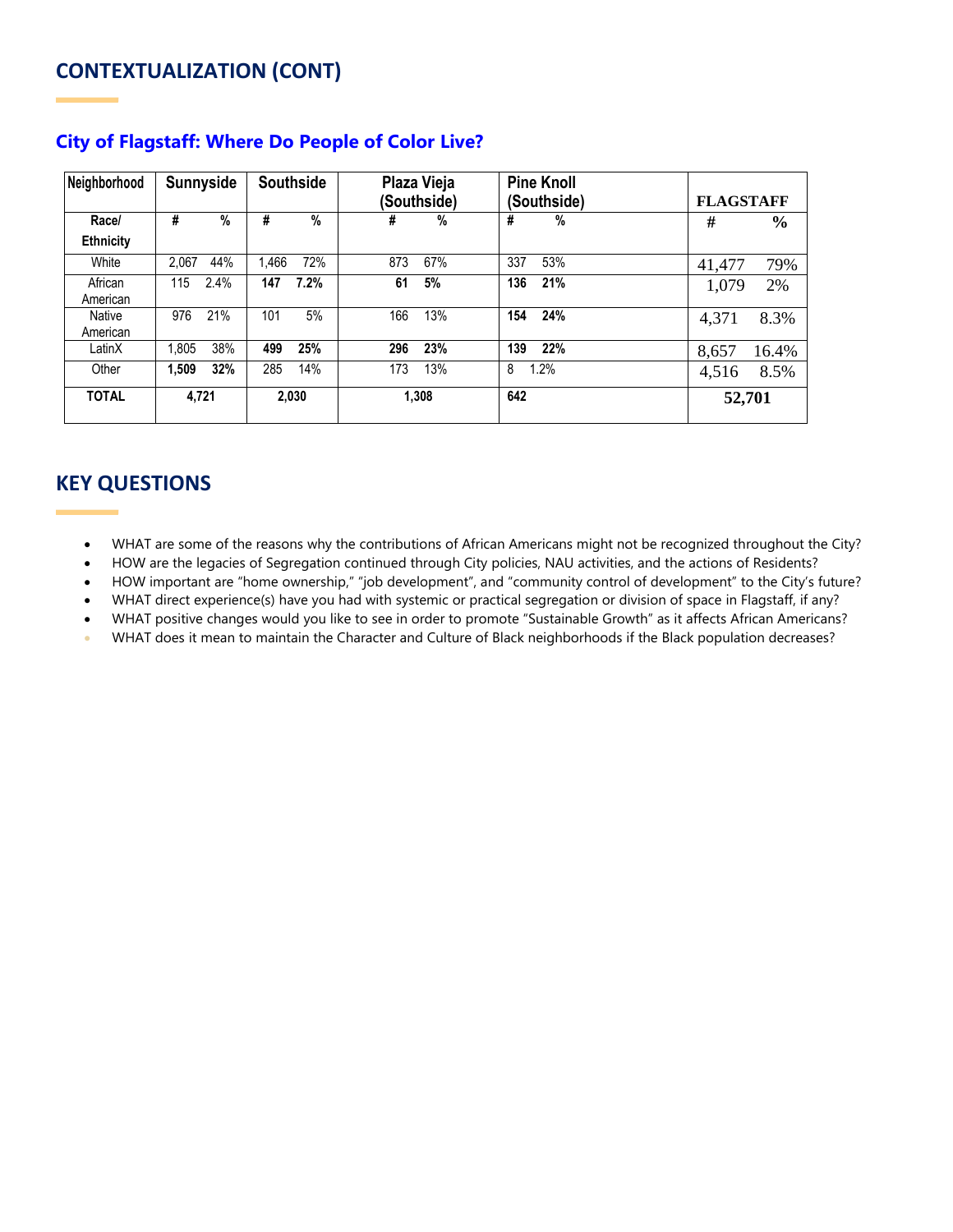## CONTEXTUALIZATION (CONT)

### City of Flagstaff: Where Do People of Color Live?

| Neighborhood | Sunnyside | | Southside | | Plaza Vieja (Southside) | | Pine Knoll (Southside) | | FLAGSTAFF | |
|---|---|---|---|---|---|---|---|---|---|---|
| Race/ Ethnicity | # | % | # | % | # | % | # | % | # | % |
| White | 2,067 | 44% | 1,466 | 72% | 873 | 67% | 337 | 53% | 41,477 | 79% |
| African American | 115 | 2.4% | **147** | **7.2%** | **61** | **5%** | **136** | **21%** | 1,079 | 2% |
| Native American | 976 | 21% | 101 | 5% | 166 | 13% | **154** | **24%** | 4,371 | 8.3% |
| LatinX | 1,805 | 38% | **499** | **25%** | **296** | **23%** | **139** | **22%** | 8,657 | 16.4% |
| Other | **1,509** | **32%** | 285 | 14% | 173 | 13% | 8 | 1.2% | 4,516 | 8.5% |
| **TOTAL** | **4,721** | | **2,030** | | **1,308** | | **642** | | **52,701** | |

## KEY QUESTIONS

- WHAT are some of the reasons why the contributions of African Americans might not be recognized throughout the City?
- HOW are the legacies of Segregation continued through City policies, NAU activities, and the actions of Residents?
- HOW important are "home ownership," "job development", and "community control of development" to the City's future?
- WHAT direct experience(s) have you had with systemic or practical segregation or division of space in Flagstaff, if any?
- WHAT positive changes would you like to see in order to promote "Sustainable Growth" as it affects African Americans?
- WHAT does it mean to maintain the Character and Culture of Black neighborhoods if the Black population decreases?